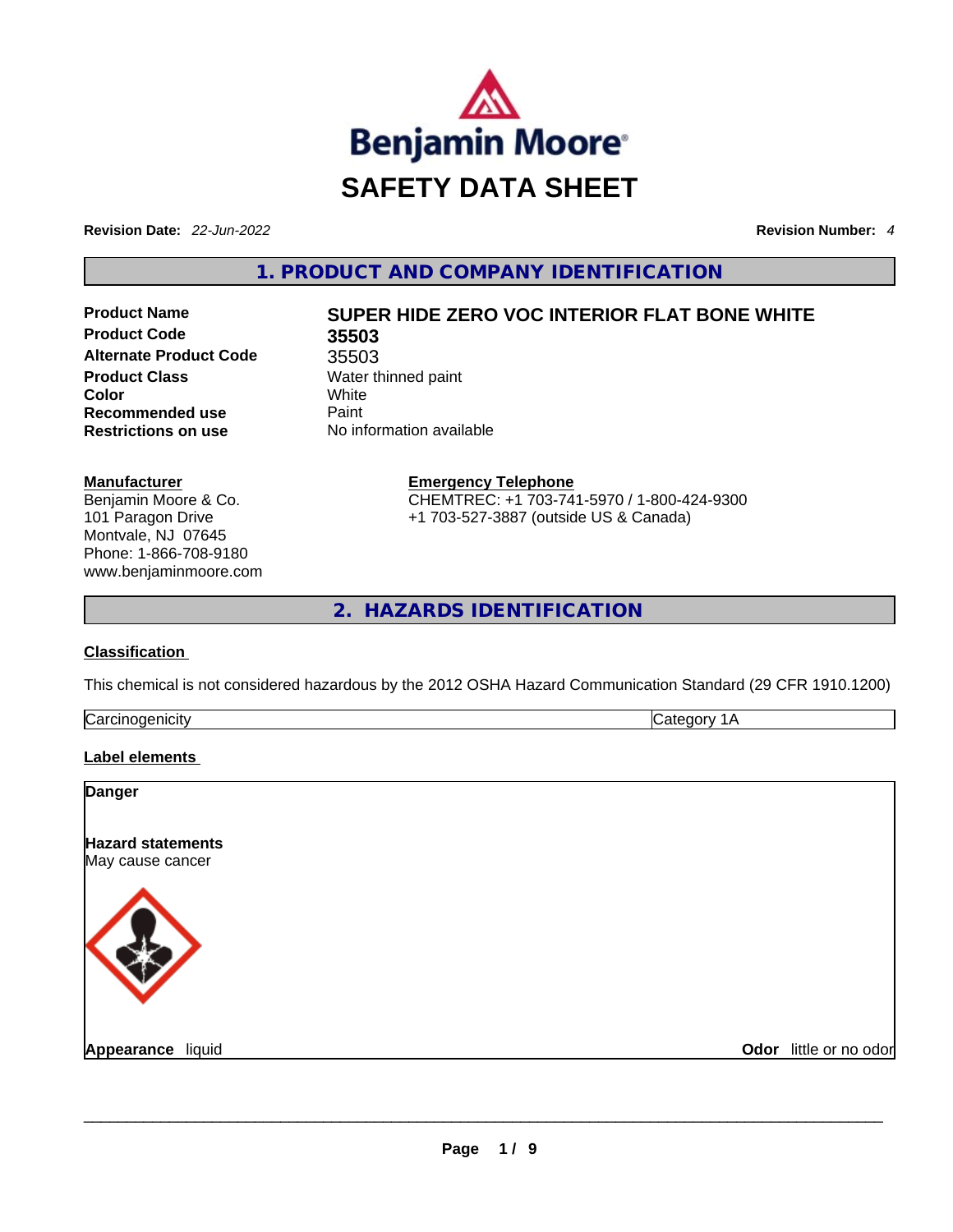# SAFETY DATA SHEET

**Revision Date:** *22-Jun-2022*

**Revision Number:** *4*

## 1. PRODUCT AND COMPANY IDENTIFICATION

| | |
|---|---|
| **Product Name** | **SUPER HIDE ZERO VOC INTERIOR FLAT BONE WHITE** |
| **Product Code** | **35503** |
| **Alternate Product Code** | 35503 |
| **Product Class** | Water thinned paint |
| **Color** | White |
| **Recommended use** | Paint |
| **Restrictions on use** | No information available |

**Manufacturer**
Benjamin Moore & Co.
101 Paragon Drive
Montvale, NJ 07645
Phone: 1-866-708-9180
www.benjaminmoore.com

**Emergency Telephone**
CHEMTREC: +1 703-741-5970 / 1-800-424-9300
+1 703-527-3887 (outside US & Canada)

## 2. HAZARDS IDENTIFICATION

**Classification**

This chemical is not considered hazardous by the 2012 OSHA Hazard Communication Standard (29 CFR 1910.1200)

| | |
|---|---|
| Carcinogenicity | Category 1A |

**Label elements**

**Danger**

**Hazard statements**
May cause cancer

**Appearance** liquid

**Odor** little or no odor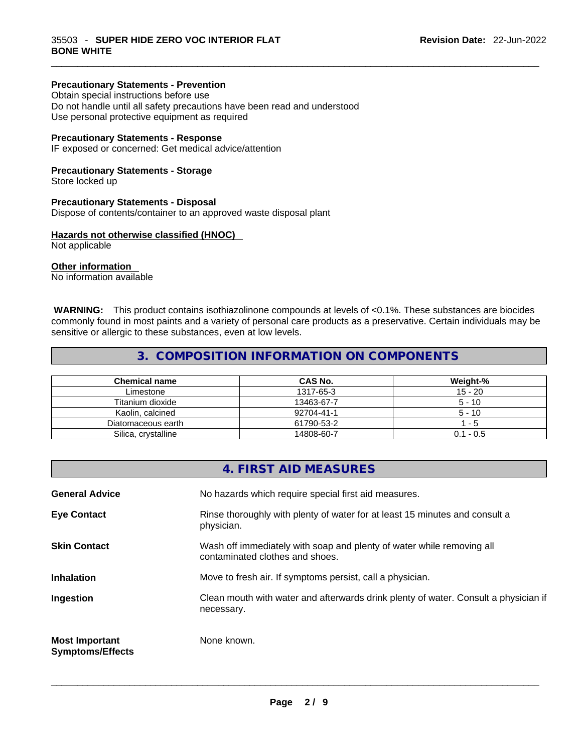**Precautionary Statements - Prevention**
Obtain special instructions before use
Do not handle until all safety precautions have been read and understood
Use personal protective equipment as required

**Precautionary Statements - Response**
IF exposed or concerned: Get medical advice/attention

**Precautionary Statements - Storage**
Store locked up

**Precautionary Statements - Disposal**
Dispose of contents/container to an approved waste disposal plant

**Hazards not otherwise classified (HNOC)**
Not applicable

**Other information**
No information available

**WARNING:** This product contains isothiazolinone compounds at levels of <0.1%. These substances are biocides commonly found in most paints and a variety of personal care products as a preservative. Certain individuals may be sensitive or allergic to these substances, even at low levels.

## 3. COMPOSITION INFORMATION ON COMPONENTS

| Chemical name | CAS No. | Weight-% |
|---|---|---|
| Limestone | 1317-65-3 | 15 - 20 |
| Titanium dioxide | 13463-67-7 | 5 - 10 |
| Kaolin, calcined | 92704-41-1 | 5 - 10 |
| Diatomaceous earth | 61790-53-2 | 1 - 5 |
| Silica, crystalline | 14808-60-7 | 0.1 - 0.5 |

## 4. FIRST AID MEASURES

**General Advice** No hazards which require special first aid measures.

**Eye Contact** Rinse thoroughly with plenty of water for at least 15 minutes and consult a physician.

**Skin Contact** Wash off immediately with soap and plenty of water while removing all contaminated clothes and shoes.

**Inhalation** Move to fresh air. If symptoms persist, call a physician.

**Ingestion** Clean mouth with water and afterwards drink plenty of water. Consult a physician if necessary.

**Most Important Symptoms/Effects** None known.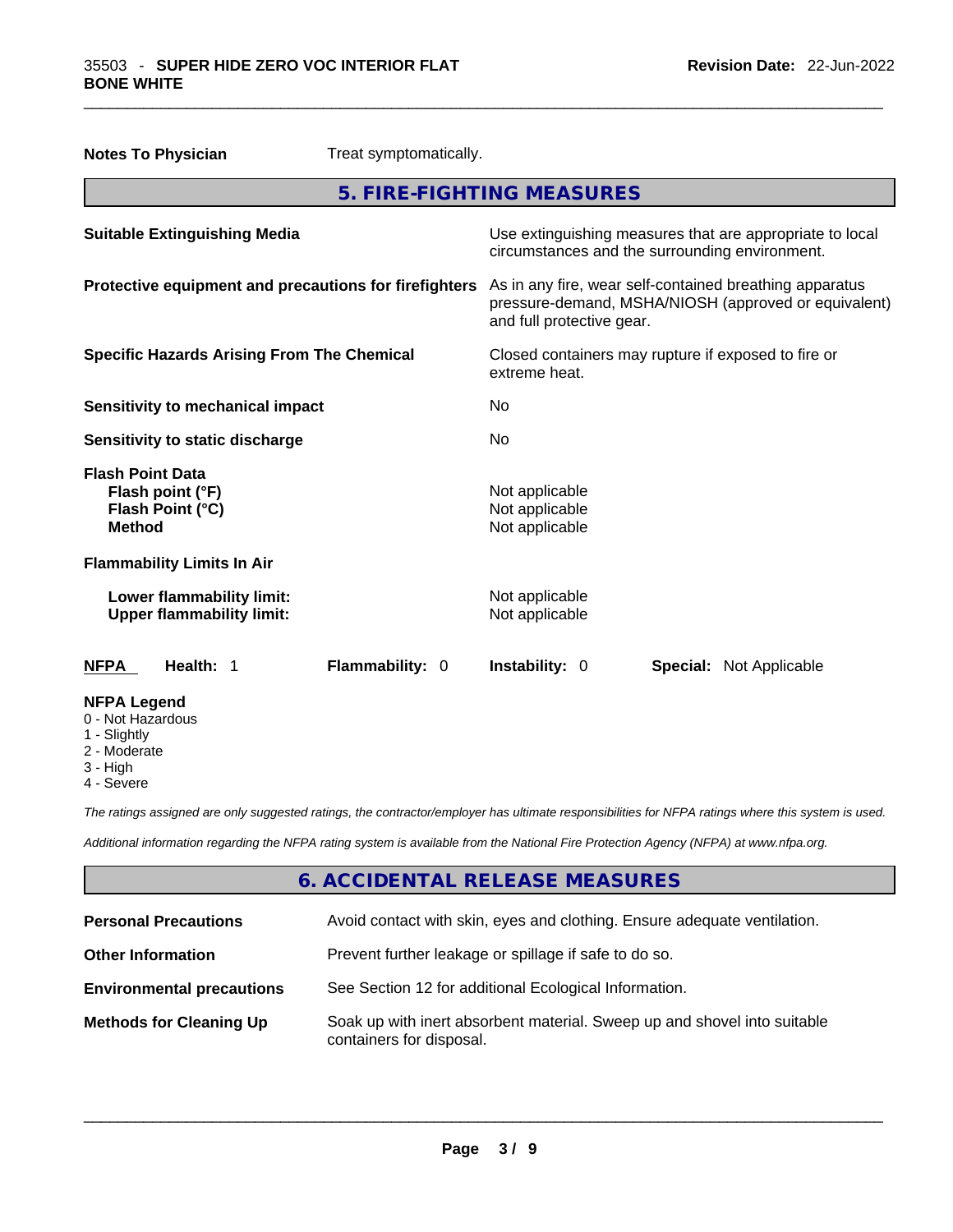**Notes To Physician** Treat symptomatically.

## 5. FIRE-FIGHTING MEASURES

**Suitable Extinguishing Media**: Use extinguishing measures that are appropriate to local circumstances and the surrounding environment.

**Protective equipment and precautions for firefighters**: As in any fire, wear self-contained breathing apparatus pressure-demand, MSHA/NIOSH (approved or equivalent) and full protective gear.

**Specific Hazards Arising From The Chemical**: Closed containers may rupture if exposed to fire or extreme heat.

**Sensitivity to mechanical impact**: No

**Sensitivity to static discharge**: No

**Flash Point Data**
- **Flash point (°F)**: Not applicable
- **Flash Point (°C)**: Not applicable
- **Method**: Not applicable

**Flammability Limits In Air**
- **Lower flammability limit:** Not applicable
- **Upper flammability limit:** Not applicable

| NFPA | Health: 1 | Flammability: 0 | Instability: 0 | Special: Not Applicable |
|---|---|---|---|---|

**NFPA Legend**
- 0 - Not Hazardous
- 1 - Slightly
- 2 - Moderate
- 3 - High
- 4 - Severe

*The ratings assigned are only suggested ratings, the contractor/employer has ultimate responsibilities for NFPA ratings where this system is used.*

*Additional information regarding the NFPA rating system is available from the National Fire Protection Agency (NFPA) at www.nfpa.org.*

## 6. ACCIDENTAL RELEASE MEASURES

**Personal Precautions**: Avoid contact with skin, eyes and clothing. Ensure adequate ventilation.

**Other Information**: Prevent further leakage or spillage if safe to do so.

**Environmental precautions**: See Section 12 for additional Ecological Information.

**Methods for Cleaning Up**: Soak up with inert absorbent material. Sweep up and shovel into suitable containers for disposal.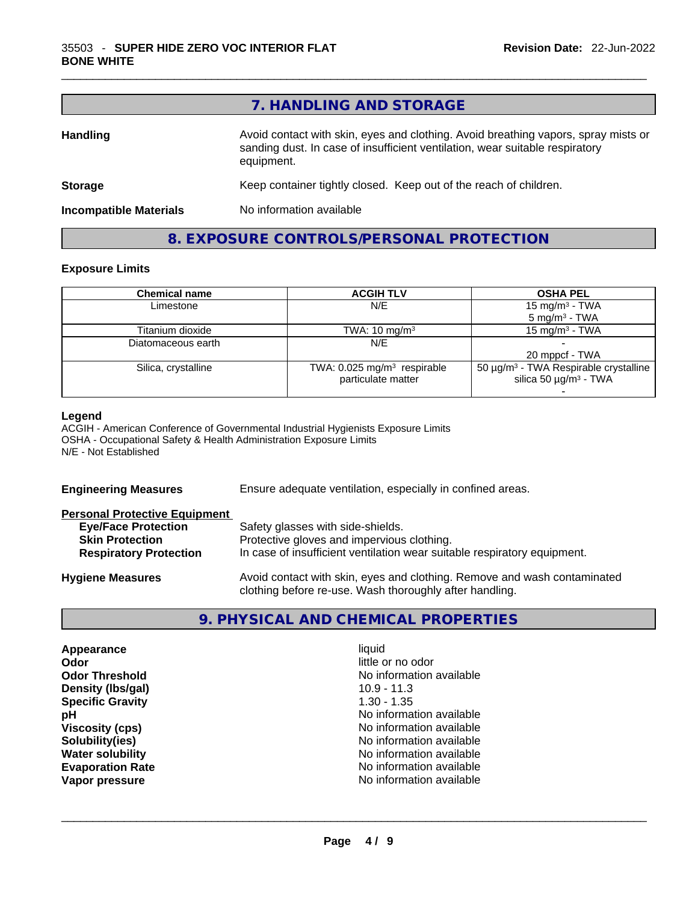## 7. HANDLING AND STORAGE

**Handling** Avoid contact with skin, eyes and clothing. Avoid breathing vapors, spray mists or sanding dust. In case of insufficient ventilation, wear suitable respiratory equipment.

**Storage** Keep container tightly closed. Keep out of the reach of children.

**Incompatible Materials** No information available

## 8. EXPOSURE CONTROLS/PERSONAL PROTECTION

### Exposure Limits

| Chemical name | ACGIH TLV | OSHA PEL |
|---|---|---|
| Limestone | N/E | 15 mg/m³ - TWA<br>5 mg/m³ - TWA |
| Titanium dioxide | TWA: 10 mg/m³ | 15 mg/m³ - TWA |
| Diatomaceous earth | N/E | -<br>20 mppcf - TWA |
| Silica, crystalline | TWA: 0.025 mg/m³ respirable particulate matter | 50 µg/m³ - TWA Respirable crystalline silica 50 µg/m³ - TWA<br>- |

**Legend**
ACGIH - American Conference of Governmental Industrial Hygienists Exposure Limits
OSHA - Occupational Safety & Health Administration Exposure Limits
N/E - Not Established

**Engineering Measures** Ensure adequate ventilation, especially in confined areas.

**Personal Protective Equipment**
- **Eye/Face Protection** Safety glasses with side-shields.
- **Skin Protection** Protective gloves and impervious clothing.
- **Respiratory Protection** In case of insufficient ventilation wear suitable respiratory equipment.

**Hygiene Measures** Avoid contact with skin, eyes and clothing. Remove and wash contaminated clothing before re-use. Wash thoroughly after handling.

## 9. PHYSICAL AND CHEMICAL PROPERTIES

| | |
|---|---|
| **Appearance** | liquid |
| **Odor** | little or no odor |
| **Odor Threshold** | No information available |
| **Density (lbs/gal)** | 10.9 - 11.3 |
| **Specific Gravity** | 1.30 - 1.35 |
| **pH** | No information available |
| **Viscosity (cps)** | No information available |
| **Solubility(ies)** | No information available |
| **Water solubility** | No information available |
| **Evaporation Rate** | No information available |
| **Vapor pressure** | No information available |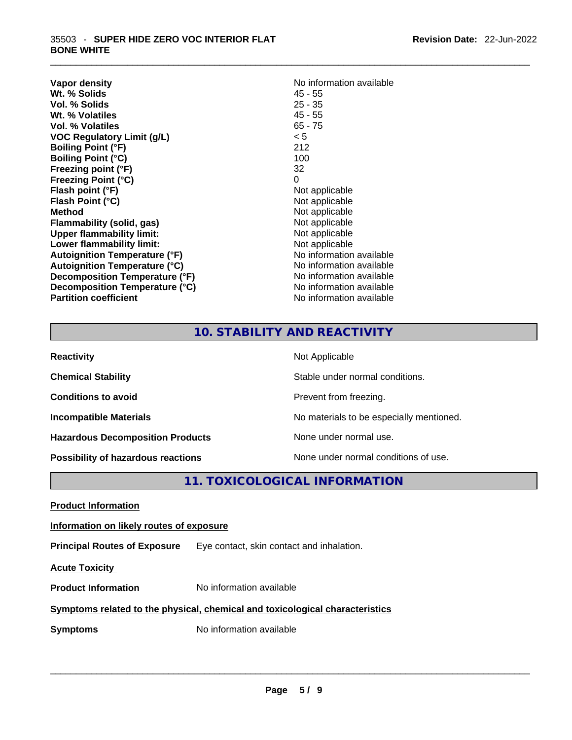| | |
|---|---|
| **Vapor density** | No information available |
| **Wt. % Solids** | 45 - 55 |
| **Vol. % Solids** | 25 - 35 |
| **Wt. % Volatiles** | 45 - 55 |
| **Vol. % Volatiles** | 65 - 75 |
| **VOC Regulatory Limit (g/L)** | < 5 |
| **Boiling Point (°F)** | 212 |
| **Boiling Point (°C)** | 100 |
| **Freezing point (°F)** | 32 |
| **Freezing Point (°C)** | 0 |
| **Flash point (°F)** | Not applicable |
| **Flash Point (°C)** | Not applicable |
| **Method** | Not applicable |
| **Flammability (solid, gas)** | Not applicable |
| **Upper flammability limit:** | Not applicable |
| **Lower flammability limit:** | Not applicable |
| **Autoignition Temperature (°F)** | No information available |
| **Autoignition Temperature (°C)** | No information available |
| **Decomposition Temperature (°F)** | No information available |
| **Decomposition Temperature (°C)** | No information available |
| **Partition coefficient** | No information available |

## 10. STABILITY AND REACTIVITY

| | |
|---|---|
| **Reactivity** | Not Applicable |
| **Chemical Stability** | Stable under normal conditions. |
| **Conditions to avoid** | Prevent from freezing. |
| **Incompatible Materials** | No materials to be especially mentioned. |
| **Hazardous Decomposition Products** | None under normal use. |
| **Possibility of hazardous reactions** | None under normal conditions of use. |

## 11. TOXICOLOGICAL INFORMATION

**Product Information**

**Information on likely routes of exposure**

**Principal Routes of Exposure** Eye contact, skin contact and inhalation.

**Acute Toxicity**

**Product Information** No information available

**Symptoms related to the physical, chemical and toxicological characteristics**

**Symptoms** No information available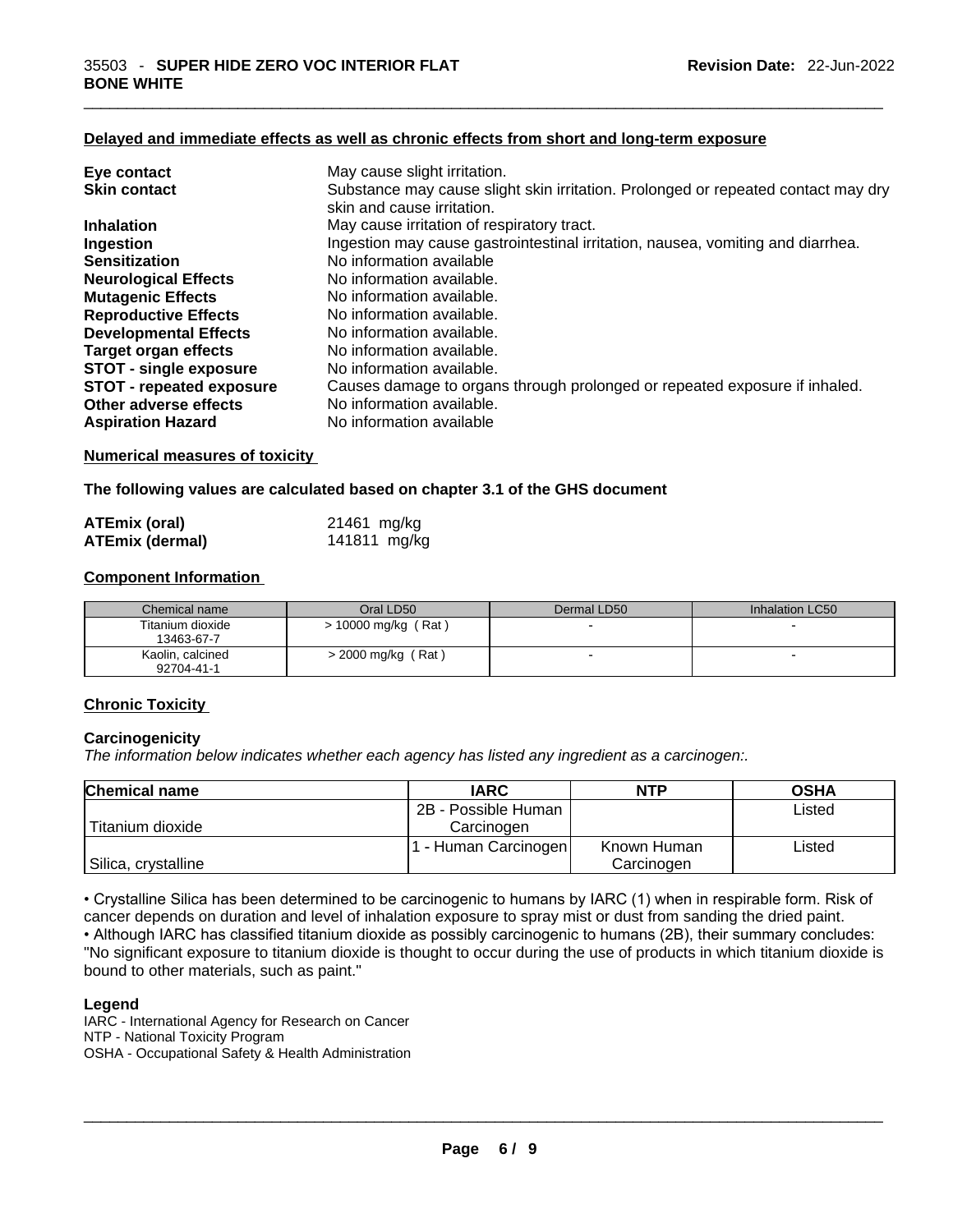**Delayed and immediate effects as well as chronic effects from short and long-term exposure**

| | |
|---|---|
| **Eye contact** | May cause slight irritation. |
| **Skin contact** | Substance may cause slight skin irritation. Prolonged or repeated contact may dry skin and cause irritation. |
| **Inhalation** | May cause irritation of respiratory tract. |
| **Ingestion** | Ingestion may cause gastrointestinal irritation, nausea, vomiting and diarrhea. |
| **Sensitization** | No information available |
| **Neurological Effects** | No information available. |
| **Mutagenic Effects** | No information available. |
| **Reproductive Effects** | No information available. |
| **Developmental Effects** | No information available. |
| **Target organ effects** | No information available. |
| **STOT - single exposure** | No information available. |
| **STOT - repeated exposure** | Causes damage to organs through prolonged or repeated exposure if inhaled. |
| **Other adverse effects** | No information available. |
| **Aspiration Hazard** | No information available |

**Numerical measures of toxicity**

**The following values are calculated based on chapter 3.1 of the GHS document**

| | |
|---|---|
| **ATEmix (oral)** | 21461 mg/kg |
| **ATEmix (dermal)** | 141811 mg/kg |

**Component Information**

| Chemical name | Oral LD50 | Dermal LD50 | Inhalation LC50 |
|---|---|---|---|
| Titanium dioxide<br>13463-67-7 | > 10000 mg/kg ( Rat ) | - | - |
| Kaolin, calcined<br>92704-41-1 | > 2000 mg/kg ( Rat ) | - | - |

**Chronic Toxicity**

**Carcinogenicity**

*The information below indicates whether each agency has listed any ingredient as a carcinogen:.*

| Chemical name | IARC | NTP | OSHA |
|---|---|---|---|
| Titanium dioxide | 2B - Possible Human Carcinogen | | Listed |
| Silica, crystalline | 1 - Human Carcinogen | Known Human Carcinogen | Listed |

• Crystalline Silica has been determined to be carcinogenic to humans by IARC (1) when in respirable form. Risk of cancer depends on duration and level of inhalation exposure to spray mist or dust from sanding the dried paint.
• Although IARC has classified titanium dioxide as possibly carcinogenic to humans (2B), their summary concludes: "No significant exposure to titanium dioxide is thought to occur during the use of products in which titanium dioxide is bound to other materials, such as paint."

**Legend**

IARC - International Agency for Research on Cancer
NTP - National Toxicity Program
OSHA - Occupational Safety & Health Administration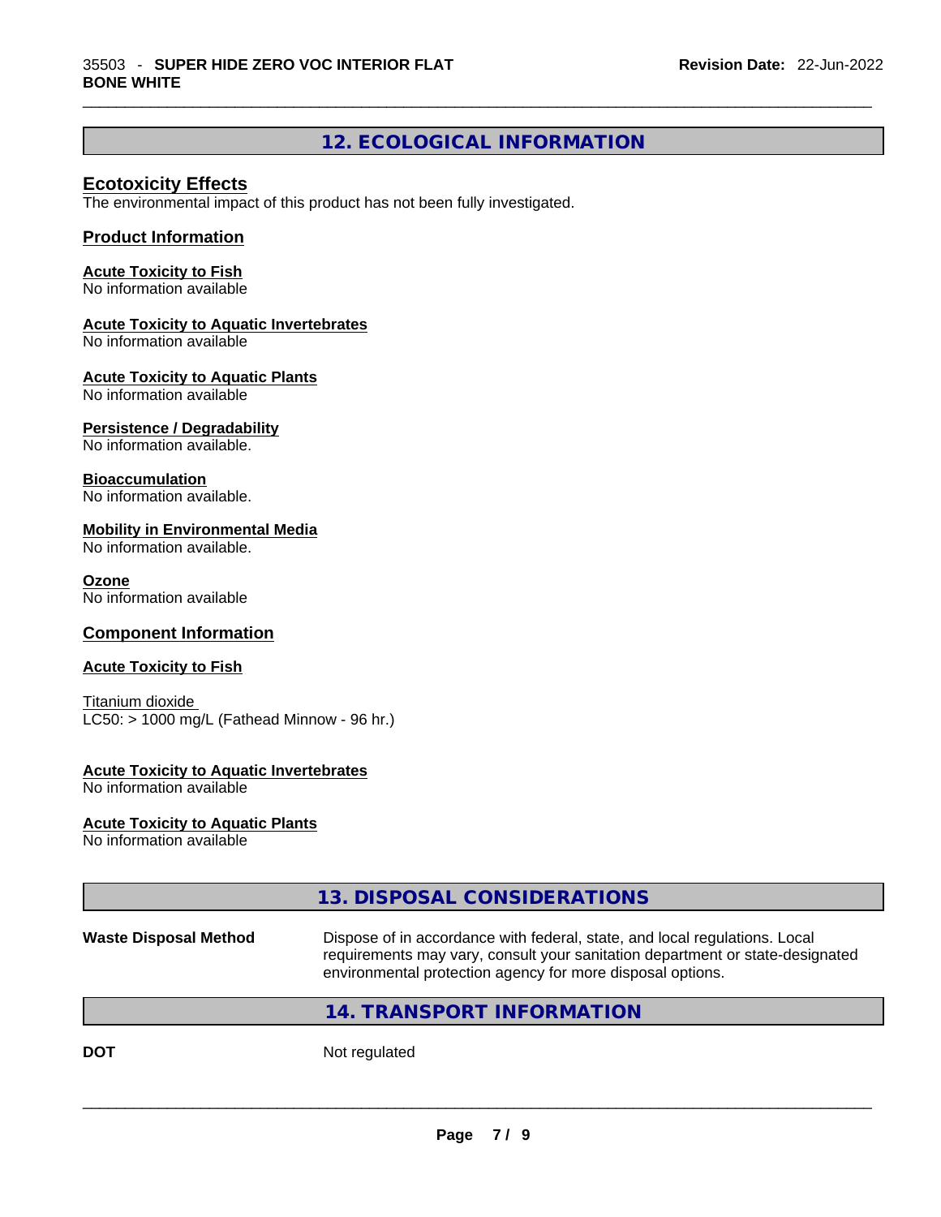## 12. ECOLOGICAL INFORMATION

### Ecotoxicity Effects

The environmental impact of this product has not been fully investigated.

### Product Information

**Acute Toxicity to Fish**
No information available

**Acute Toxicity to Aquatic Invertebrates**
No information available

**Acute Toxicity to Aquatic Plants**
No information available

**Persistence / Degradability**
No information available.

**Bioaccumulation**
No information available.

**Mobility in Environmental Media**
No information available.

**Ozone**
No information available

### Component Information

**Acute Toxicity to Fish**

Titanium dioxide
LC50: > 1000 mg/L (Fathead Minnow - 96 hr.)

**Acute Toxicity to Aquatic Invertebrates**
No information available

**Acute Toxicity to Aquatic Plants**
No information available

## 13. DISPOSAL CONSIDERATIONS

**Waste Disposal Method** Dispose of in accordance with federal, state, and local regulations. Local requirements may vary, consult your sanitation department or state-designated environmental protection agency for more disposal options.

## 14. TRANSPORT INFORMATION

**DOT** Not regulated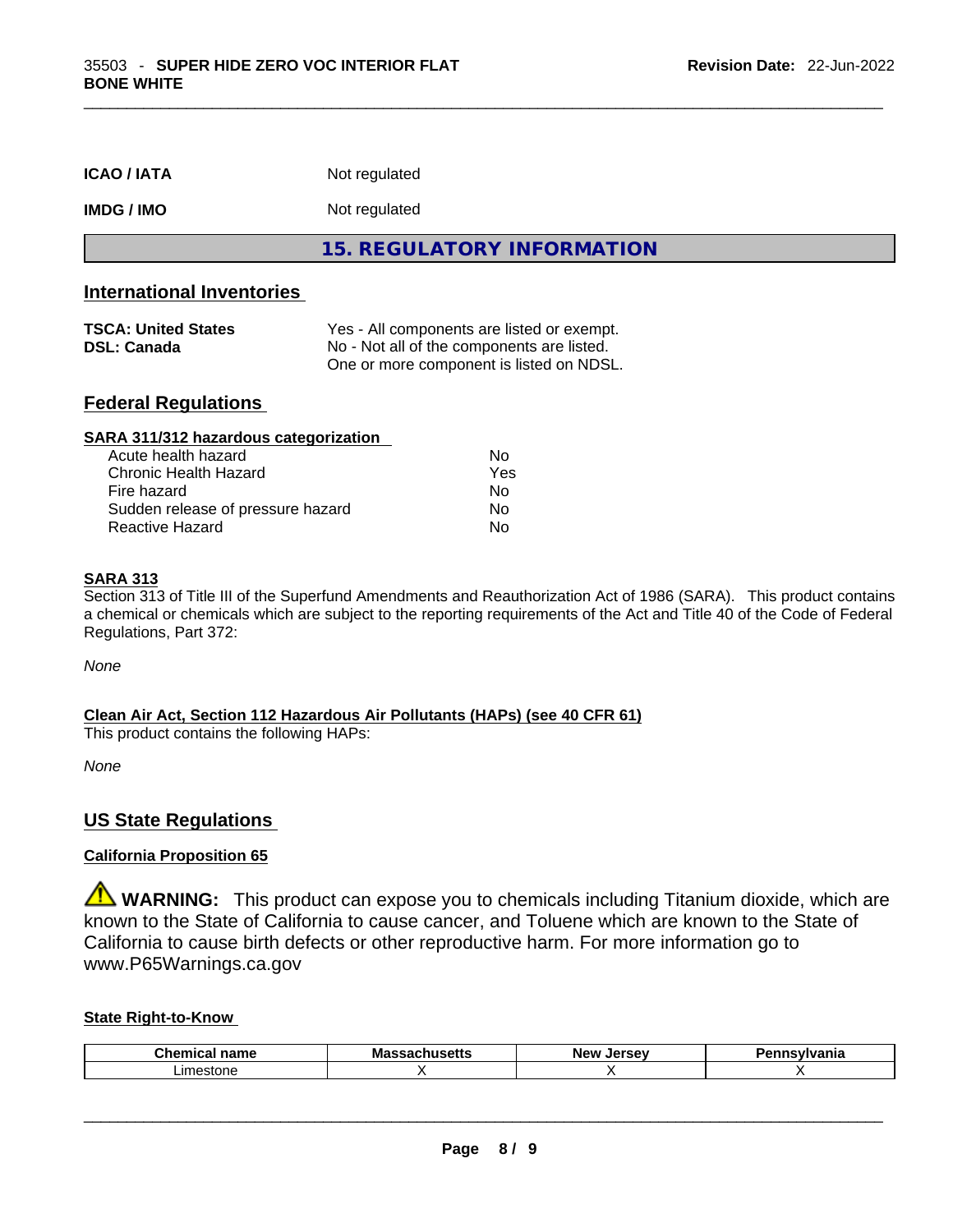**ICAO / IATA** Not regulated

**IMDG / IMO** Not regulated

## 15. REGULATORY INFORMATION

### International Inventories

| | |
|---|---|
| **TSCA: United States** | Yes - All components are listed or exempt. |
| **DSL: Canada** | No - Not all of the components are listed. One or more component is listed on NDSL. |

### Federal Regulations

**SARA 311/312 hazardous categorization**

| | |
|---|---|
| Acute health hazard | No |
| Chronic Health Hazard | Yes |
| Fire hazard | No |
| Sudden release of pressure hazard | No |
| Reactive Hazard | No |

**SARA 313**

Section 313 of Title III of the Superfund Amendments and Reauthorization Act of 1986 (SARA). This product contains a chemical or chemicals which are subject to the reporting requirements of the Act and Title 40 of the Code of Federal Regulations, Part 372:

*None*

**Clean Air Act, Section 112 Hazardous Air Pollutants (HAPs) (see 40 CFR 61)**

This product contains the following HAPs:

*None*

### US State Regulations

**California Proposition 65**

⚠ **WARNING:** This product can expose you to chemicals including Titanium dioxide, which are known to the State of California to cause cancer, and Toluene which are known to the State of California to cause birth defects or other reproductive harm. For more information go to www.P65Warnings.ca.gov

**State Right-to-Know**

| Chemical name | Massachusetts | New Jersey | Pennsylvania |
|---|---|---|---|
| Limestone | X | X | X |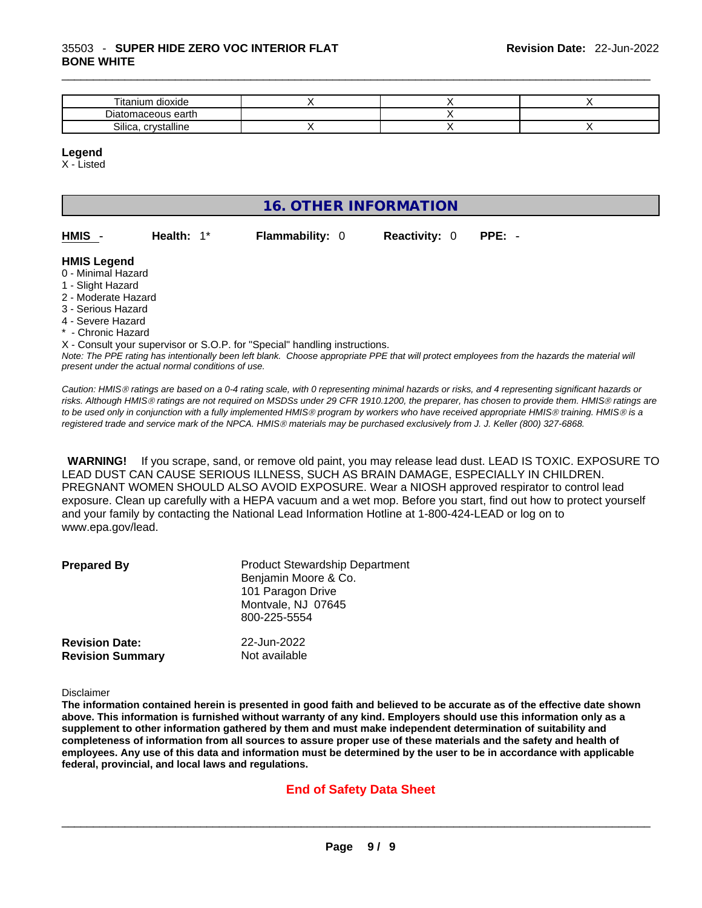| | | | |
|---|---|---|---|
| Titanium dioxide | X | X | X |
| Diatomaceous earth | | X | |
| Silica, crystalline | X | X | X |

**Legend**
X - Listed

## 16. OTHER INFORMATION

**HMIS** - **Health:** 1* **Flammability:** 0 **Reactivity:** 0 **PPE:** -

**HMIS Legend**
0 - Minimal Hazard
1 - Slight Hazard
2 - Moderate Hazard
3 - Serious Hazard
4 - Severe Hazard
* - Chronic Hazard
X - Consult your supervisor or S.O.P. for "Special" handling instructions.
*Note: The PPE rating has intentionally been left blank. Choose appropriate PPE that will protect employees from the hazards the material will present under the actual normal conditions of use.*

*Caution: HMIS® ratings are based on a 0-4 rating scale, with 0 representing minimal hazards or risks, and 4 representing significant hazards or risks. Although HMIS® ratings are not required on MSDSs under 29 CFR 1910.1200, the preparer, has chosen to provide them. HMIS® ratings are to be used only in conjunction with a fully implemented HMIS® program by workers who have received appropriate HMIS® training. HMIS® is a registered trade and service mark of the NPCA. HMIS® materials may be purchased exclusively from J. J. Keller (800) 327-6868.*

**WARNING!** If you scrape, sand, or remove old paint, you may release lead dust. LEAD IS TOXIC. EXPOSURE TO LEAD DUST CAN CAUSE SERIOUS ILLNESS, SUCH AS BRAIN DAMAGE, ESPECIALLY IN CHILDREN. PREGNANT WOMEN SHOULD ALSO AVOID EXPOSURE. Wear a NIOSH approved respirator to control lead exposure. Clean up carefully with a HEPA vacuum and a wet mop. Before you start, find out how to protect yourself and your family by contacting the National Lead Information Hotline at 1-800-424-LEAD or log on to www.epa.gov/lead.

**Prepared By**
Product Stewardship Department
Benjamin Moore & Co.
101 Paragon Drive
Montvale, NJ 07645
800-225-5554

**Revision Date:** 22-Jun-2022
**Revision Summary** Not available

Disclaimer
**The information contained herein is presented in good faith and believed to be accurate as of the effective date shown above. This information is furnished without warranty of any kind. Employers should use this information only as a supplement to other information gathered by them and must make independent determination of suitability and completeness of information from all sources to assure proper use of these materials and the safety and health of employees. Any use of this data and information must be determined by the user to be in accordance with applicable federal, provincial, and local laws and regulations.**

**End of Safety Data Sheet**